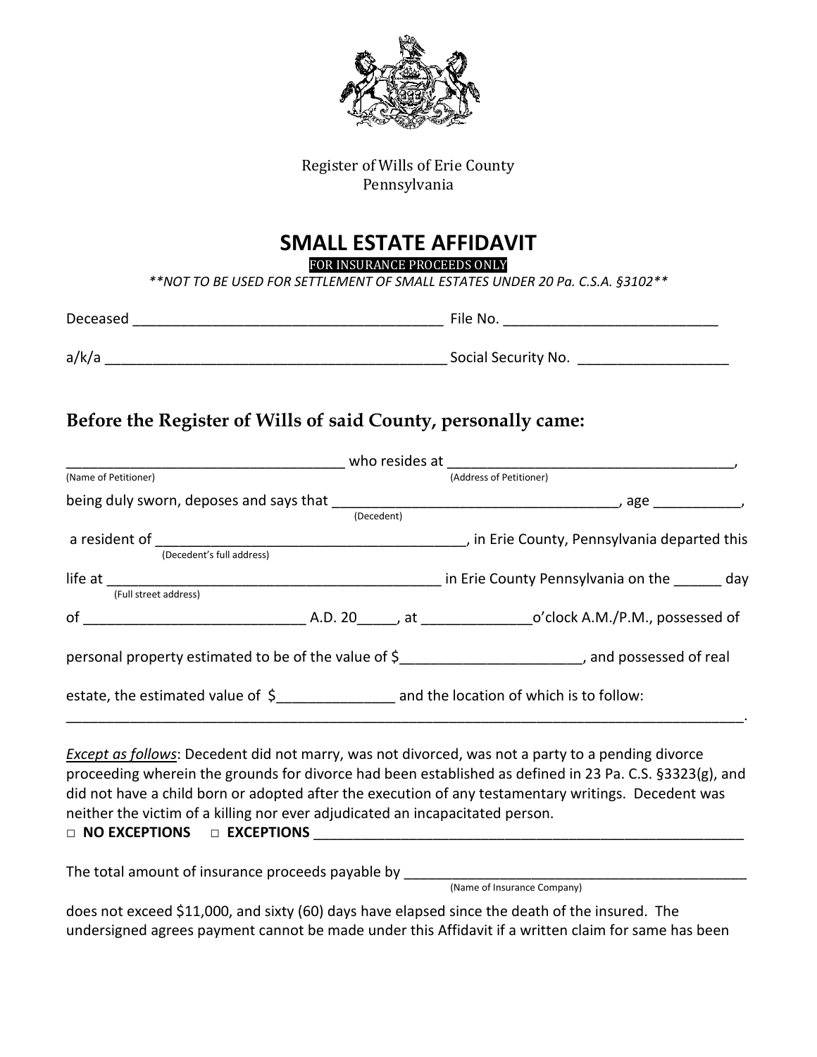Register of Wills of Erie County
Pennsylvania

# SMALL ESTATE AFFIDAVIT

FOR INSURANCE PROCEEDS ONLY

*\*\*NOT TO BE USED FOR SETTLEMENT OF SMALL ESTATES UNDER 20 Pa. C.S.A. §3102\*\**

Deceased ______________________________________ File No. __________________________

a/k/a __________________________________________ Social Security No. __________________

## Before the Register of Wills of said County, personally came:

__________________________________ who resides at ____________________________________,
(Name of Petitioner) (Address of Petitioner)

being duly sworn, deposes and says that ___________________________________, age ___________,
(Decedent)

a resident of _______________________________________, in Erie County, Pennsylvania departed this
(Decedent's full address)

life at _________________________________________ in Erie County Pennsylvania on the ______ day
(Full street address)

of ___________________________ A.D. 20_____, at _____________o'clock A.M./P.M., possessed of

personal property estimated to be of the value of $______________________, and possessed of real

estate, the estimated value of $______________ and the location of which is to follow:
_____________________________________________________________________________________.

*Except as follows*: Decedent did not marry, was not divorced, was not a party to a pending divorce proceeding wherein the grounds for divorce had been established as defined in 23 Pa. C.S. §3323(g), and did not have a child born or adopted after the execution of any testamentary writings. Decedent was neither the victim of a killing nor ever adjudicated an incapacitated person.

□ **NO EXCEPTIONS** □ **EXCEPTIONS** _______________________________________________________

The total amount of insurance proceeds payable by ____________________________________________
(Name of Insurance Company)

does not exceed $11,000, and sixty (60) days have elapsed since the death of the insured. The undersigned agrees payment cannot be made under this Affidavit if a written claim for same has been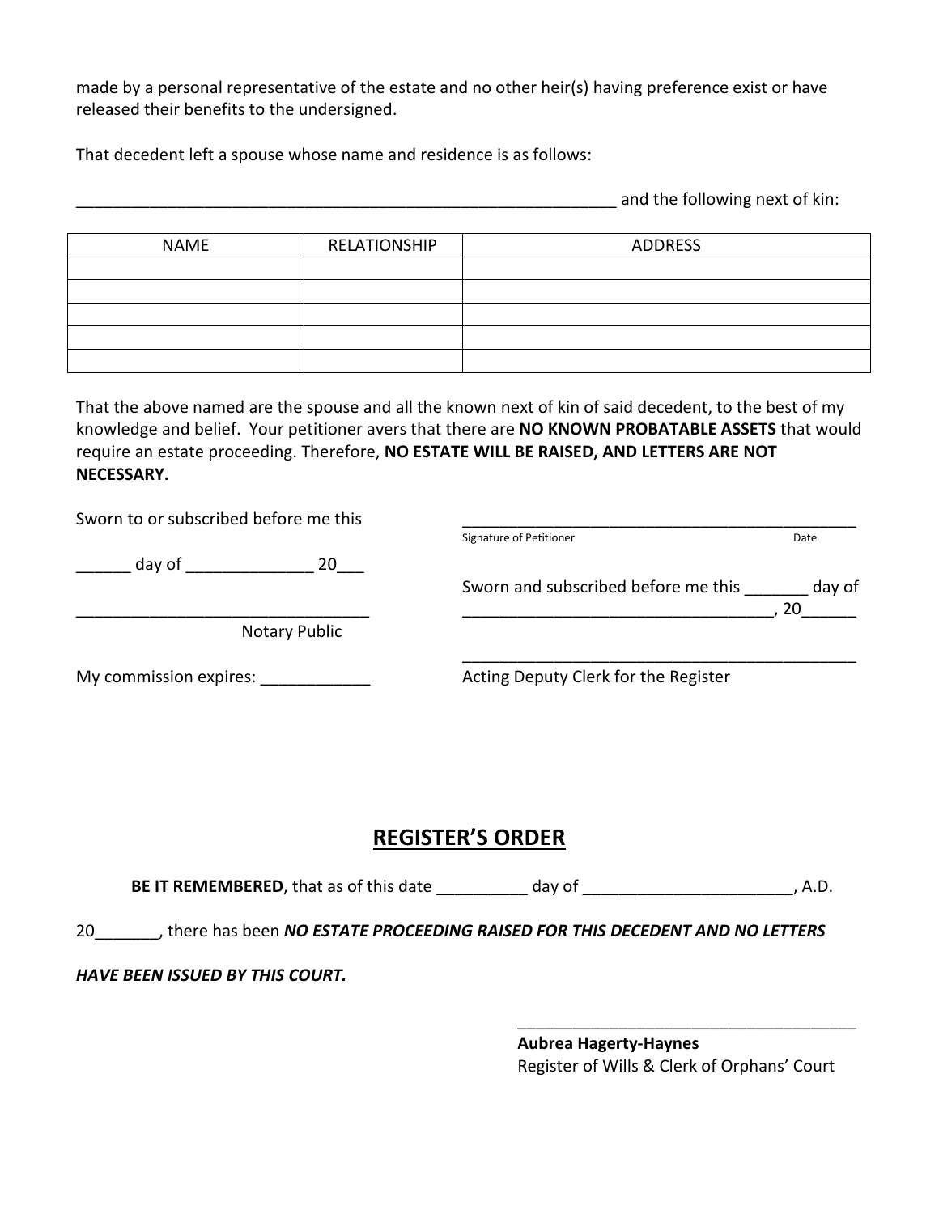made by a personal representative of the estate and no other heir(s) having preference exist or have released their benefits to the undersigned.

That decedent left a spouse whose name and residence is as follows:

_______________________________________________________________ and the following next of kin:

| NAME | RELATIONSHIP | ADDRESS |
|---|---|---|
| | | |
| | | |
| | | |
| | | |
| | | |

That the above named are the spouse and all the known next of kin of said decedent, to the best of my knowledge and belief. Your petitioner avers that there are **NO KNOWN PROBATABLE ASSETS** that would require an estate proceeding. Therefore, **NO ESTATE WILL BE RAISED, AND LETTERS ARE NOT NECESSARY.**

Sworn to or subscribed before me this

______ day of ______________ 20___

________________________________
Notary Public

My commission expires: ____________

_____________________________________________
Signature of Petitioner Date

Sworn and subscribed before me this _______ day of __________________________________, 20______

_____________________________________________
Acting Deputy Clerk for the Register

## REGISTER'S ORDER

**BE IT REMEMBERED**, that as of this date __________ day of _______________________, A.D.

20_______, there has been ***NO ESTATE PROCEEDING RAISED FOR THIS DECEDENT AND NO LETTERS HAVE BEEN ISSUED BY THIS COURT.***

_______________________________________
**Aubrea Hagerty-Haynes**
Register of Wills & Clerk of Orphans' Court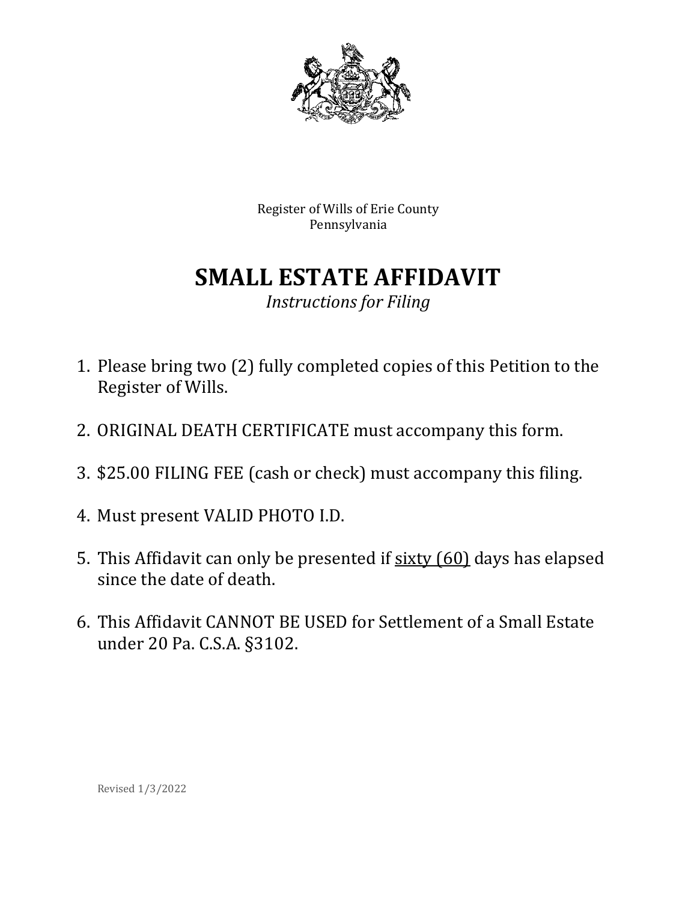Register of Wills of Erie County
Pennsylvania

# SMALL ESTATE AFFIDAVIT

*Instructions for Filing*

1. Please bring two (2) fully completed copies of this Petition to the Register of Wills.
2. ORIGINAL DEATH CERTIFICATE must accompany this form.
3. $25.00 FILING FEE (cash or check) must accompany this filing.
4. Must present VALID PHOTO I.D.
5. This Affidavit can only be presented if sixty (60) days has elapsed since the date of death.
6. This Affidavit CANNOT BE USED for Settlement of a Small Estate under 20 Pa. C.S.A. §3102.

Revised 1/3/2022